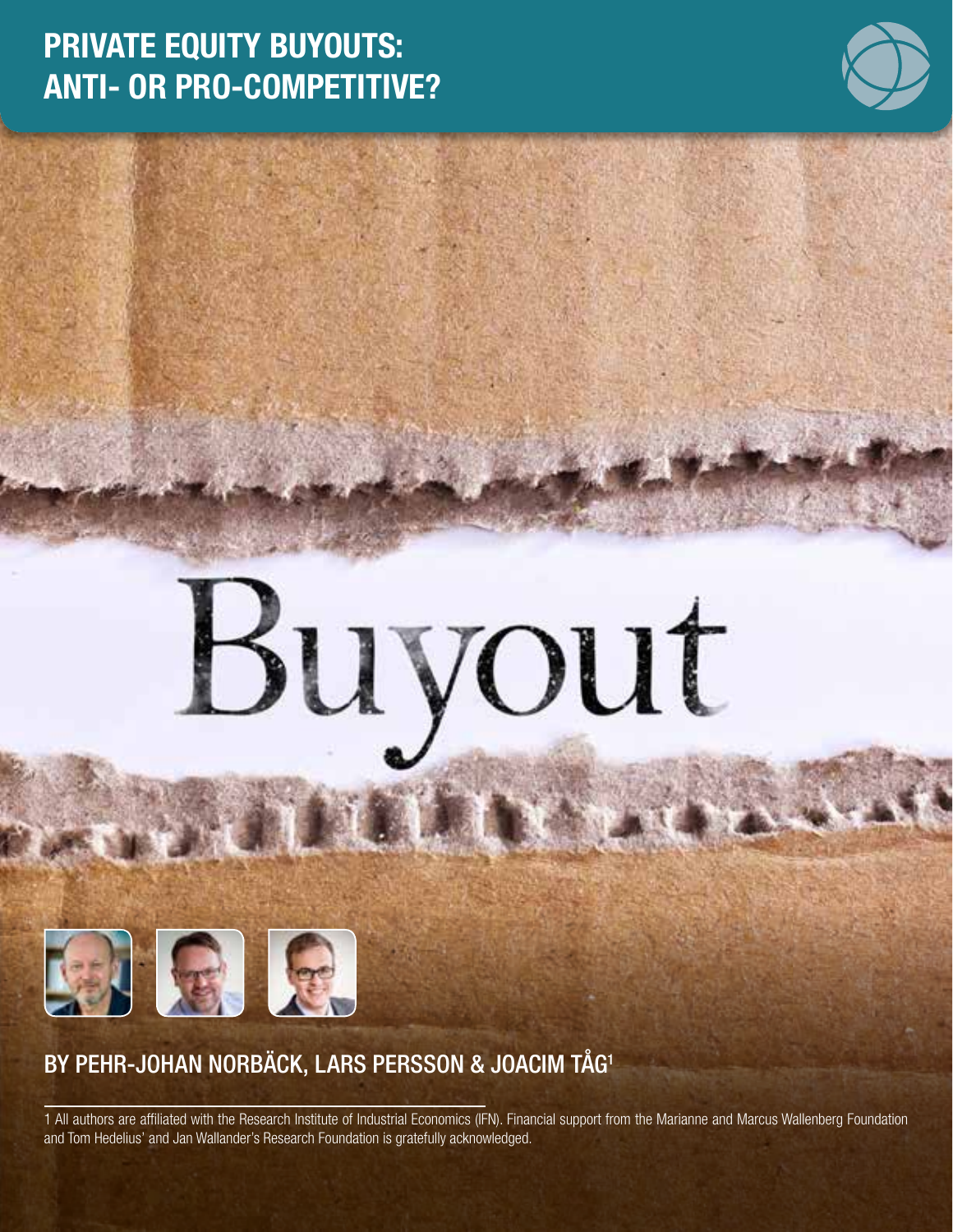# PRIVATE EQUITY BUYOUTS: ANTI- OR PRO-COMPETITIVE?

## BY PEHR-JOHAN NORBÄCK, LARS PERSSON & JOACIM TÅG[1]

1 All authors are affiliated with the Research Institute of Industrial Economics (IFN). Financial support from the Marianne and Marcus Wallenberg Foundation and Tom Hedelius' and Jan Wallander's Research Foundation is gratefully acknowledged.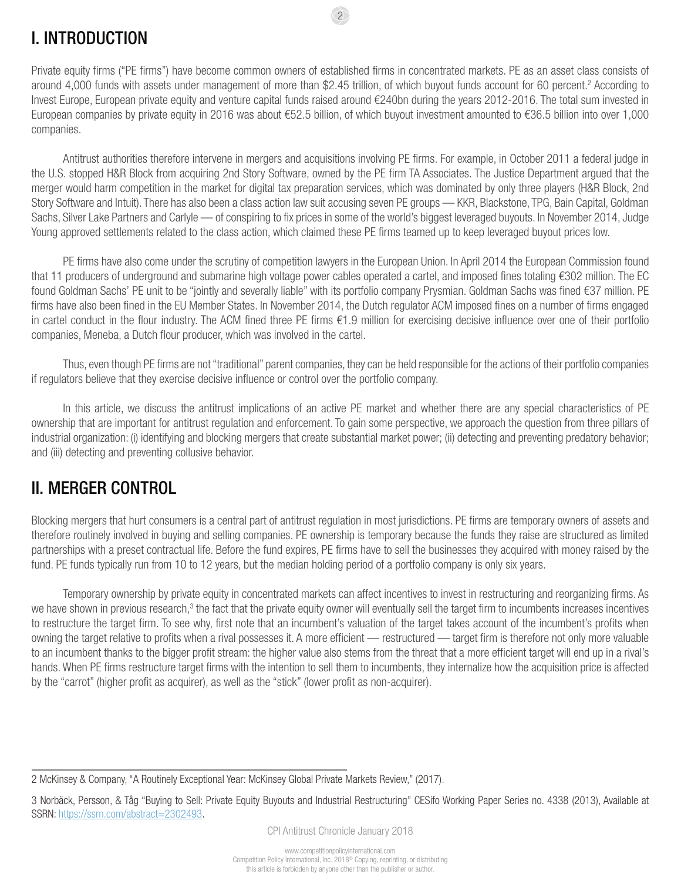## I. INTRODUCTION

Private equity firms ("PE firms") have become common owners of established firms in concentrated markets. PE as an asset class consists of around 4,000 funds with assets under management of more than $2.45 trillion, of which buyout funds account for 60 percent.[2] According to Invest Europe, European private equity and venture capital funds raised around €240bn during the years 2012-2016. The total sum invested in European companies by private equity in 2016 was about €52.5 billion, of which buyout investment amounted to €36.5 billion into over 1,000 companies.

Antitrust authorities therefore intervene in mergers and acquisitions involving PE firms. For example, in October 2011 a federal judge in the U.S. stopped H&R Block from acquiring 2nd Story Software, owned by the PE firm TA Associates. The Justice Department argued that the merger would harm competition in the market for digital tax preparation services, which was dominated by only three players (H&R Block, 2nd Story Software and Intuit). There has also been a class action law suit accusing seven PE groups — KKR, Blackstone, TPG, Bain Capital, Goldman Sachs, Silver Lake Partners and Carlyle — of conspiring to fix prices in some of the world's biggest leveraged buyouts. In November 2014, Judge Young approved settlements related to the class action, which claimed these PE firms teamed up to keep leveraged buyout prices low.

PE firms have also come under the scrutiny of competition lawyers in the European Union. In April 2014 the European Commission found that 11 producers of underground and submarine high voltage power cables operated a cartel, and imposed fines totaling €302 million. The EC found Goldman Sachs' PE unit to be "jointly and severally liable" with its portfolio company Prysmian. Goldman Sachs was fined €37 million. PE firms have also been fined in the EU Member States. In November 2014, the Dutch regulator ACM imposed fines on a number of firms engaged in cartel conduct in the flour industry. The ACM fined three PE firms €1.9 million for exercising decisive influence over one of their portfolio companies, Meneba, a Dutch flour producer, which was involved in the cartel.

Thus, even though PE firms are not "traditional" parent companies, they can be held responsible for the actions of their portfolio companies if regulators believe that they exercise decisive influence or control over the portfolio company.

In this article, we discuss the antitrust implications of an active PE market and whether there are any special characteristics of PE ownership that are important for antitrust regulation and enforcement. To gain some perspective, we approach the question from three pillars of industrial organization: (i) identifying and blocking mergers that create substantial market power; (ii) detecting and preventing predatory behavior; and (iii) detecting and preventing collusive behavior.

## II. MERGER CONTROL

Blocking mergers that hurt consumers is a central part of antitrust regulation in most jurisdictions. PE firms are temporary owners of assets and therefore routinely involved in buying and selling companies. PE ownership is temporary because the funds they raise are structured as limited partnerships with a preset contractual life. Before the fund expires, PE firms have to sell the businesses they acquired with money raised by the fund. PE funds typically run from 10 to 12 years, but the median holding period of a portfolio company is only six years.

Temporary ownership by private equity in concentrated markets can affect incentives to invest in restructuring and reorganizing firms. As we have shown in previous research,[3] the fact that the private equity owner will eventually sell the target firm to incumbents increases incentives to restructure the target firm. To see why, first note that an incumbent's valuation of the target takes account of the incumbent's profits when owning the target relative to profits when a rival possesses it. A more efficient — restructured — target firm is therefore not only more valuable to an incumbent thanks to the bigger profit stream: the higher value also stems from the threat that a more efficient target will end up in a rival's hands. When PE firms restructure target firms with the intention to sell them to incumbents, they internalize how the acquisition price is affected by the "carrot" (higher profit as acquirer), as well as the "stick" (lower profit as non-acquirer).

---

2 McKinsey & Company, "A Routinely Exceptional Year: McKinsey Global Private Markets Review," (2017).

3 Norbäck, Persson, & Tåg "Buying to Sell: Private Equity Buyouts and Industrial Restructuring" CESifo Working Paper Series no. 4338 (2013), Available at SSRN: https://ssrn.com/abstract=2302493.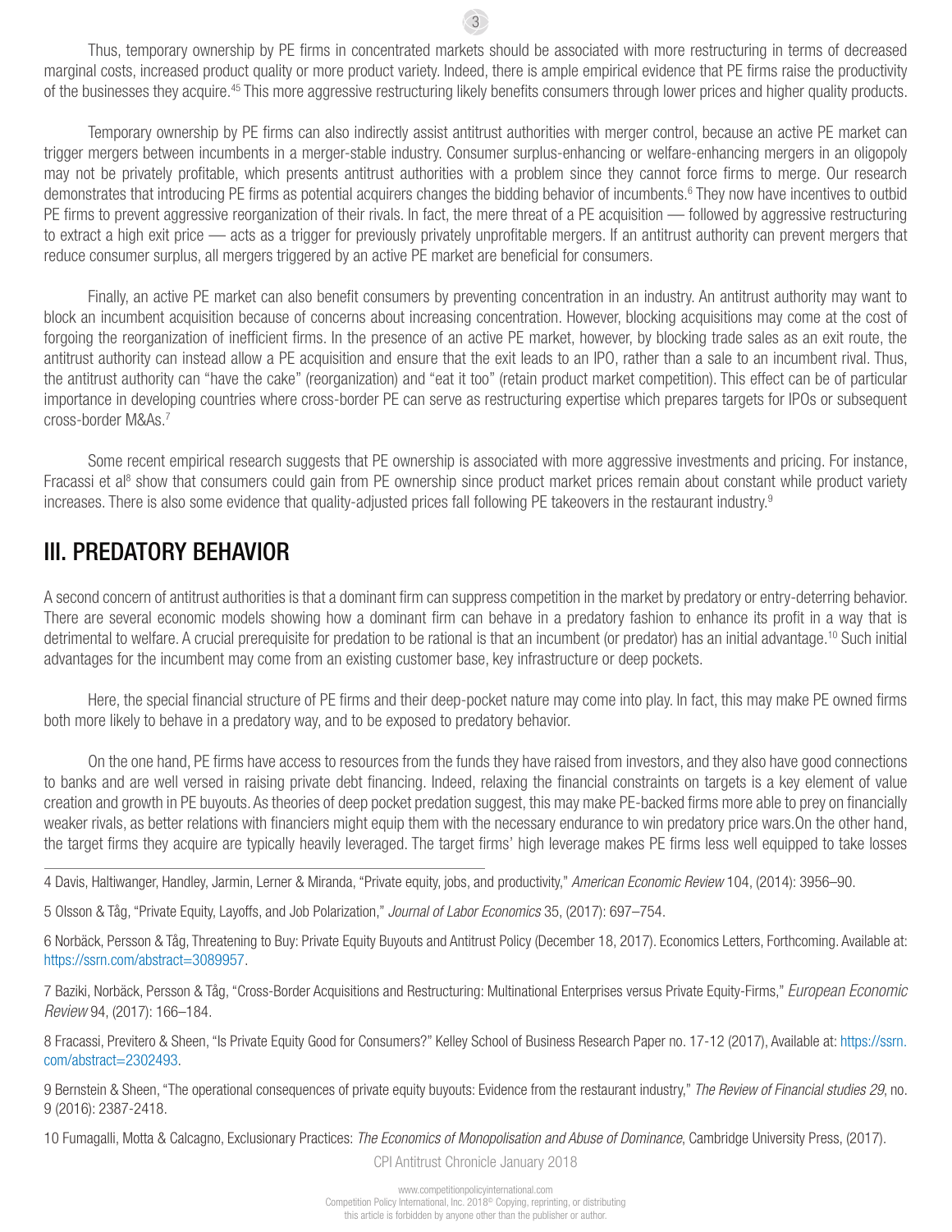Thus, temporary ownership by PE firms in concentrated markets should be associated with more restructuring in terms of decreased marginal costs, increased product quality or more product variety. Indeed, there is ample empirical evidence that PE firms raise the productivity of the businesses they acquire.[4,5] This more aggressive restructuring likely benefits consumers through lower prices and higher quality products.

Temporary ownership by PE firms can also indirectly assist antitrust authorities with merger control, because an active PE market can trigger mergers between incumbents in a merger-stable industry. Consumer surplus-enhancing or welfare-enhancing mergers in an oligopoly may not be privately profitable, which presents antitrust authorities with a problem since they cannot force firms to merge. Our research demonstrates that introducing PE firms as potential acquirers changes the bidding behavior of incumbents.[6] They now have incentives to outbid PE firms to prevent aggressive reorganization of their rivals. In fact, the mere threat of a PE acquisition — followed by aggressive restructuring to extract a high exit price — acts as a trigger for previously privately unprofitable mergers. If an antitrust authority can prevent mergers that reduce consumer surplus, all mergers triggered by an active PE market are beneficial for consumers.

Finally, an active PE market can also benefit consumers by preventing concentration in an industry. An antitrust authority may want to block an incumbent acquisition because of concerns about increasing concentration. However, blocking acquisitions may come at the cost of forgoing the reorganization of inefficient firms. In the presence of an active PE market, however, by blocking trade sales as an exit route, the antitrust authority can instead allow a PE acquisition and ensure that the exit leads to an IPO, rather than a sale to an incumbent rival. Thus, the antitrust authority can "have the cake" (reorganization) and "eat it too" (retain product market competition). This effect can be of particular importance in developing countries where cross-border PE can serve as restructuring expertise which prepares targets for IPOs or subsequent cross-border M&As.[7]

Some recent empirical research suggests that PE ownership is associated with more aggressive investments and pricing. For instance, Fracassi et al[8] show that consumers could gain from PE ownership since product market prices remain about constant while product variety increases. There is also some evidence that quality-adjusted prices fall following PE takeovers in the restaurant industry.[9]

## III. PREDATORY BEHAVIOR

A second concern of antitrust authorities is that a dominant firm can suppress competition in the market by predatory or entry-deterring behavior. There are several economic models showing how a dominant firm can behave in a predatory fashion to enhance its profit in a way that is detrimental to welfare. A crucial prerequisite for predation to be rational is that an incumbent (or predator) has an initial advantage.[10] Such initial advantages for the incumbent may come from an existing customer base, key infrastructure or deep pockets.

Here, the special financial structure of PE firms and their deep-pocket nature may come into play. In fact, this may make PE owned firms both more likely to behave in a predatory way, and to be exposed to predatory behavior.

On the one hand, PE firms have access to resources from the funds they have raised from investors, and they also have good connections to banks and are well versed in raising private debt financing. Indeed, relaxing the financial constraints on targets is a key element of value creation and growth in PE buyouts. As theories of deep pocket predation suggest, this may make PE-backed firms more able to prey on financially weaker rivals, as better relations with financiers might equip them with the necessary endurance to win predatory price wars.On the other hand, the target firms they acquire are typically heavily leveraged. The target firms' high leverage makes PE firms less well equipped to take losses

---

4 Davis, Haltiwanger, Handley, Jarmin, Lerner & Miranda, "Private equity, jobs, and productivity," *American Economic Review* 104, (2014): 3956–90.

5 Olsson & Tåg, "Private Equity, Layoffs, and Job Polarization," *Journal of Labor Economics* 35, (2017): 697–754.

6 Norbäck, Persson & Tåg, Threatening to Buy: Private Equity Buyouts and Antitrust Policy (December 18, 2017). Economics Letters, Forthcoming. Available at: https://ssrn.com/abstract=3089957.

7 Baziki, Norbäck, Persson & Tåg, "Cross-Border Acquisitions and Restructuring: Multinational Enterprises versus Private Equity-Firms," *European Economic Review* 94, (2017): 166–184.

8 Fracassi, Previtero & Sheen, "Is Private Equity Good for Consumers?" Kelley School of Business Research Paper no. 17-12 (2017), Available at: https://ssrn.com/abstract=2302493.

9 Bernstein & Sheen, "The operational consequences of private equity buyouts: Evidence from the restaurant industry," *The Review of Financial studies 29*, no. 9 (2016): 2387-2418.

10 Fumagalli, Motta & Calcagno, Exclusionary Practices: *The Economics of Monopolisation and Abuse of Dominance*, Cambridge University Press, (2017).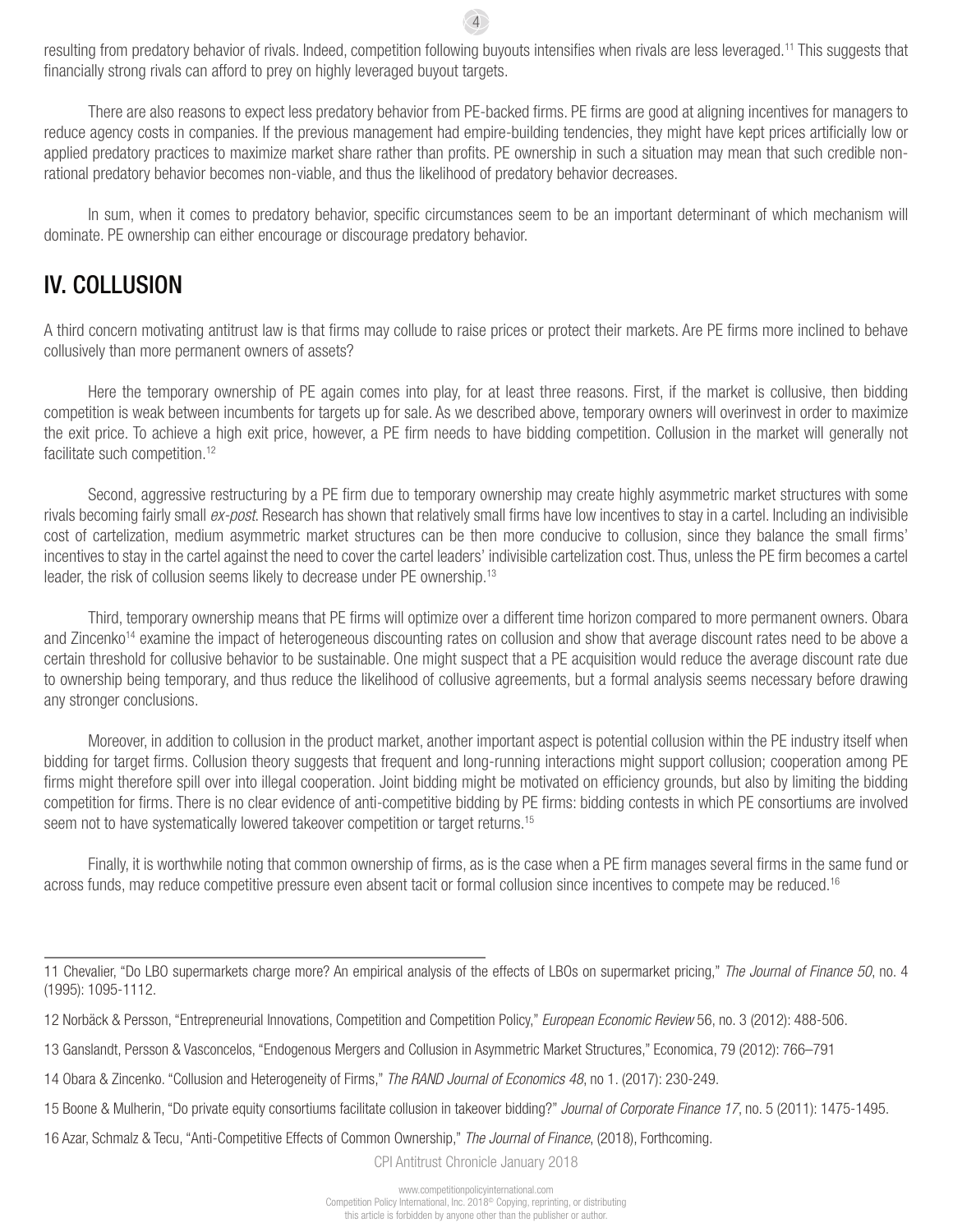resulting from predatory behavior of rivals. Indeed, competition following buyouts intensifies when rivals are less leveraged.[11] This suggests that financially strong rivals can afford to prey on highly leveraged buyout targets.

There are also reasons to expect less predatory behavior from PE-backed firms. PE firms are good at aligning incentives for managers to reduce agency costs in companies. If the previous management had empire-building tendencies, they might have kept prices artificially low or applied predatory practices to maximize market share rather than profits. PE ownership in such a situation may mean that such credible non-rational predatory behavior becomes non-viable, and thus the likelihood of predatory behavior decreases.

In sum, when it comes to predatory behavior, specific circumstances seem to be an important determinant of which mechanism will dominate. PE ownership can either encourage or discourage predatory behavior.

## IV. COLLUSION

A third concern motivating antitrust law is that firms may collude to raise prices or protect their markets. Are PE firms more inclined to behave collusively than more permanent owners of assets?

Here the temporary ownership of PE again comes into play, for at least three reasons. First, if the market is collusive, then bidding competition is weak between incumbents for targets up for sale. As we described above, temporary owners will overinvest in order to maximize the exit price. To achieve a high exit price, however, a PE firm needs to have bidding competition. Collusion in the market will generally not facilitate such competition.[12]

Second, aggressive restructuring by a PE firm due to temporary ownership may create highly asymmetric market structures with some rivals becoming fairly small *ex-post*. Research has shown that relatively small firms have low incentives to stay in a cartel. Including an indivisible cost of cartelization, medium asymmetric market structures can be then more conducive to collusion, since they balance the small firms' incentives to stay in the cartel against the need to cover the cartel leaders' indivisible cartelization cost. Thus, unless the PE firm becomes a cartel leader, the risk of collusion seems likely to decrease under PE ownership.[13]

Third, temporary ownership means that PE firms will optimize over a different time horizon compared to more permanent owners. Obara and Zincenko[14] examine the impact of heterogeneous discounting rates on collusion and show that average discount rates need to be above a certain threshold for collusive behavior to be sustainable. One might suspect that a PE acquisition would reduce the average discount rate due to ownership being temporary, and thus reduce the likelihood of collusive agreements, but a formal analysis seems necessary before drawing any stronger conclusions.

Moreover, in addition to collusion in the product market, another important aspect is potential collusion within the PE industry itself when bidding for target firms. Collusion theory suggests that frequent and long-running interactions might support collusion; cooperation among PE firms might therefore spill over into illegal cooperation. Joint bidding might be motivated on efficiency grounds, but also by limiting the bidding competition for firms. There is no clear evidence of anti-competitive bidding by PE firms: bidding contests in which PE consortiums are involved seem not to have systematically lowered takeover competition or target returns.[15]

Finally, it is worthwhile noting that common ownership of firms, as is the case when a PE firm manages several firms in the same fund or across funds, may reduce competitive pressure even absent tacit or formal collusion since incentives to compete may be reduced.[16]

---

11 Chevalier, "Do LBO supermarkets charge more? An empirical analysis of the effects of LBOs on supermarket pricing," *The Journal of Finance 50*, no. 4 (1995): 1095-1112.

12 Norbäck & Persson, "Entrepreneurial Innovations, Competition and Competition Policy," *European Economic Review* 56, no. 3 (2012): 488-506.

13 Ganslandt, Persson & Vasconcelos, "Endogenous Mergers and Collusion in Asymmetric Market Structures," Economica, 79 (2012): 766–791

14 Obara & Zincenko. "Collusion and Heterogeneity of Firms," *The RAND Journal of Economics 48*, no 1. (2017): 230-249.

15 Boone & Mulherin, "Do private equity consortiums facilitate collusion in takeover bidding?" *Journal of Corporate Finance 17*, no. 5 (2011): 1475-1495.

16 Azar, Schmalz & Tecu, "Anti-Competitive Effects of Common Ownership," *The Journal of Finance*, (2018), Forthcoming.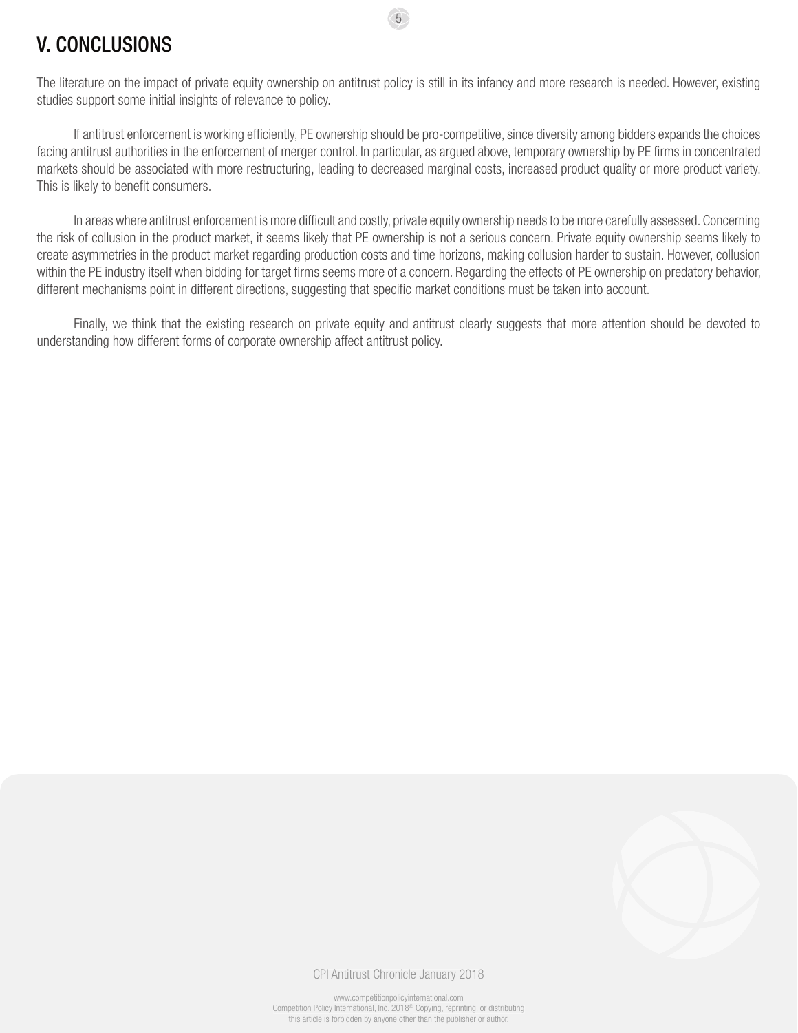## V. CONCLUSIONS

The literature on the impact of private equity ownership on antitrust policy is still in its infancy and more research is needed. However, existing studies support some initial insights of relevance to policy.

If antitrust enforcement is working efficiently, PE ownership should be pro-competitive, since diversity among bidders expands the choices facing antitrust authorities in the enforcement of merger control. In particular, as argued above, temporary ownership by PE firms in concentrated markets should be associated with more restructuring, leading to decreased marginal costs, increased product quality or more product variety. This is likely to benefit consumers.

In areas where antitrust enforcement is more difficult and costly, private equity ownership needs to be more carefully assessed. Concerning the risk of collusion in the product market, it seems likely that PE ownership is not a serious concern. Private equity ownership seems likely to create asymmetries in the product market regarding production costs and time horizons, making collusion harder to sustain. However, collusion within the PE industry itself when bidding for target firms seems more of a concern. Regarding the effects of PE ownership on predatory behavior, different mechanisms point in different directions, suggesting that specific market conditions must be taken into account.

Finally, we think that the existing research on private equity and antitrust clearly suggests that more attention should be devoted to understanding how different forms of corporate ownership affect antitrust policy.